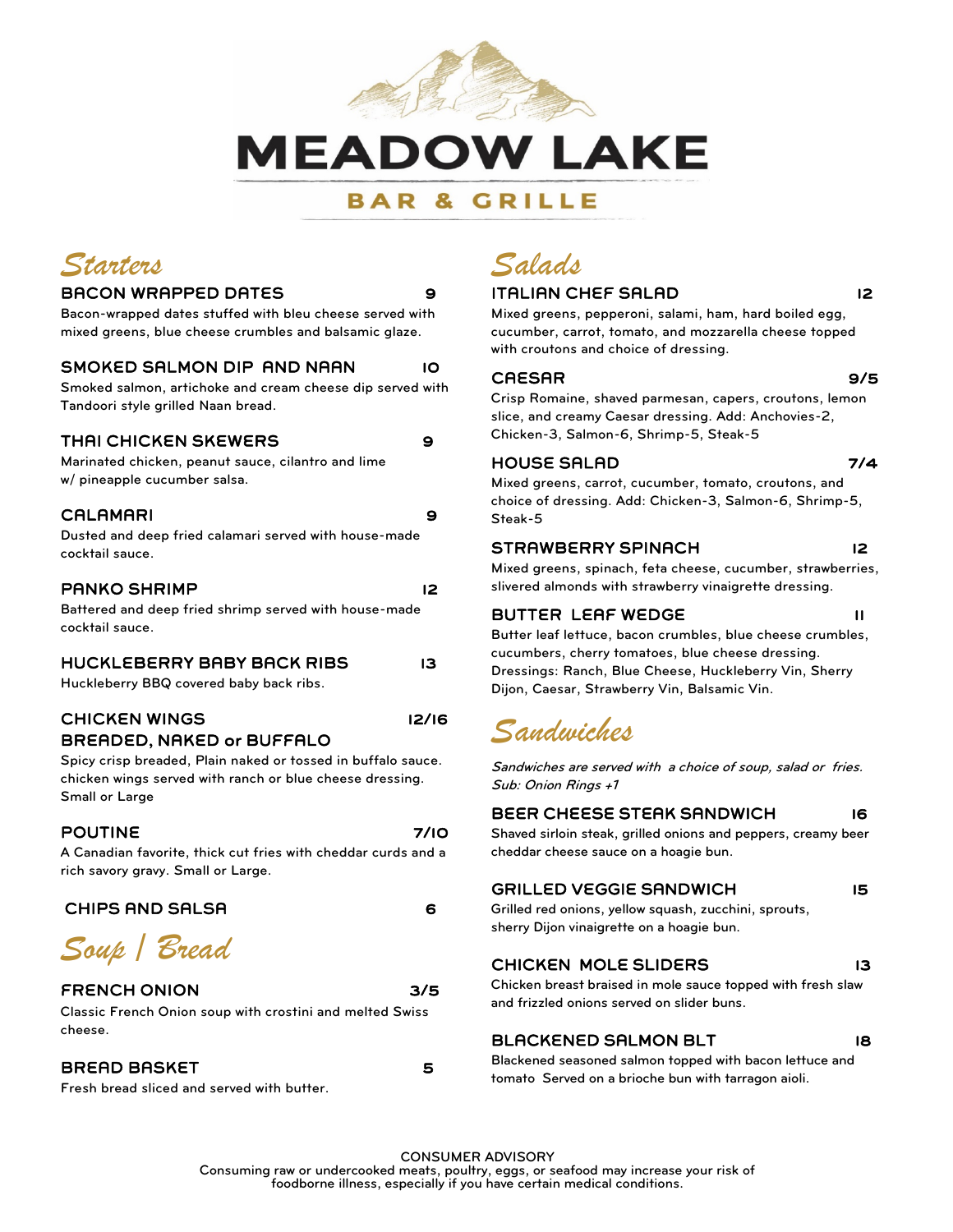# MEADOW LAKE

## BAR & GRILLE

## Starters

### BACON WRAPPED DATES — 9

Bacon-wrapped dates stuffed with bleu cheese served with mixed greens, blue cheese crumbles and balsamic glaze.

### SMOKED SALMON DIP AND NAAN — 10

Smoked salmon, artichoke and cream cheese dip served with Tandoori style grilled Naan bread.

### THAI CHICKEN SKEWERS — 9

Marinated chicken, peanut sauce, cilantro and lime w/ pineapple cucumber salsa.

### CALAMARI — 9

Dusted and deep fried calamari served with house-made cocktail sauce.

### PANKO SHRIMP — 12

Battered and deep fried shrimp served with house-made cocktail sauce.

### HUCKLEBERRY BABY BACK RIBS — 13

Huckleberry BBQ covered baby back ribs.

### CHICKEN WINGS — 12/16
### BREADED, NAKED or BUFFALO

Spicy crisp breaded, Plain naked or tossed in buffalo sauce. chicken wings served with ranch or blue cheese dressing. Small or Large

### POUTINE — 7/10

A Canadian favorite, thick cut fries with cheddar curds and a rich savory gravy. Small or Large.

### CHIPS AND SALSA — 6

## Soup / Bread

### FRENCH ONION — 3/5

Classic French Onion soup with crostini and melted Swiss cheese.

### BREAD BASKET — 5

Fresh bread sliced and served with butter.

## Salads

### ITALIAN CHEF SALAD — 12

Mixed greens, pepperoni, salami, ham, hard boiled egg, cucumber, carrot, tomato, and mozzarella cheese topped with croutons and choice of dressing.

### CAESAR — 9/5

Crisp Romaine, shaved parmesan, capers, croutons, lemon slice, and creamy Caesar dressing. Add: Anchovies-2, Chicken-3, Salmon-6, Shrimp-5, Steak-5

### HOUSE SALAD — 7/4

Mixed greens, carrot, cucumber, tomato, croutons, and choice of dressing. Add: Chicken-3, Salmon-6, Shrimp-5, Steak-5

### STRAWBERRY SPINACH — 12

Mixed greens, spinach, feta cheese, cucumber, strawberries, slivered almonds with strawberry vinaigrette dressing.

### BUTTER LEAF WEDGE — 11

Butter leaf lettuce, bacon crumbles, blue cheese crumbles, cucumbers, cherry tomatoes, blue cheese dressing.

Dressings: Ranch, Blue Cheese, Huckleberry Vin, Sherry Dijon, Caesar, Strawberry Vin, Balsamic Vin.

## Sandwiches

*Sandwiches are served with a choice of soup, salad or fries. Sub: Onion Rings +1*

### BEER CHEESE STEAK SANDWICH — 16

Shaved sirloin steak, grilled onions and peppers, creamy beer cheddar cheese sauce on a hoagie bun.

### GRILLED VEGGIE SANDWICH — 15

Grilled red onions, yellow squash, zucchini, sprouts, sherry Dijon vinaigrette on a hoagie bun.

### CHICKEN MOLE SLIDERS — 13

Chicken breast braised in mole sauce topped with fresh slaw and frizzled onions served on slider buns.

### BLACKENED SALMON BLT — 18

Blackened seasoned salmon topped with bacon lettuce and tomato Served on a brioche bun with tarragon aioli.

CONSUMER ADVISORY

Consuming raw or undercooked meats, poultry, eggs, or seafood may increase your risk of foodborne illness, especially if you have certain medical conditions.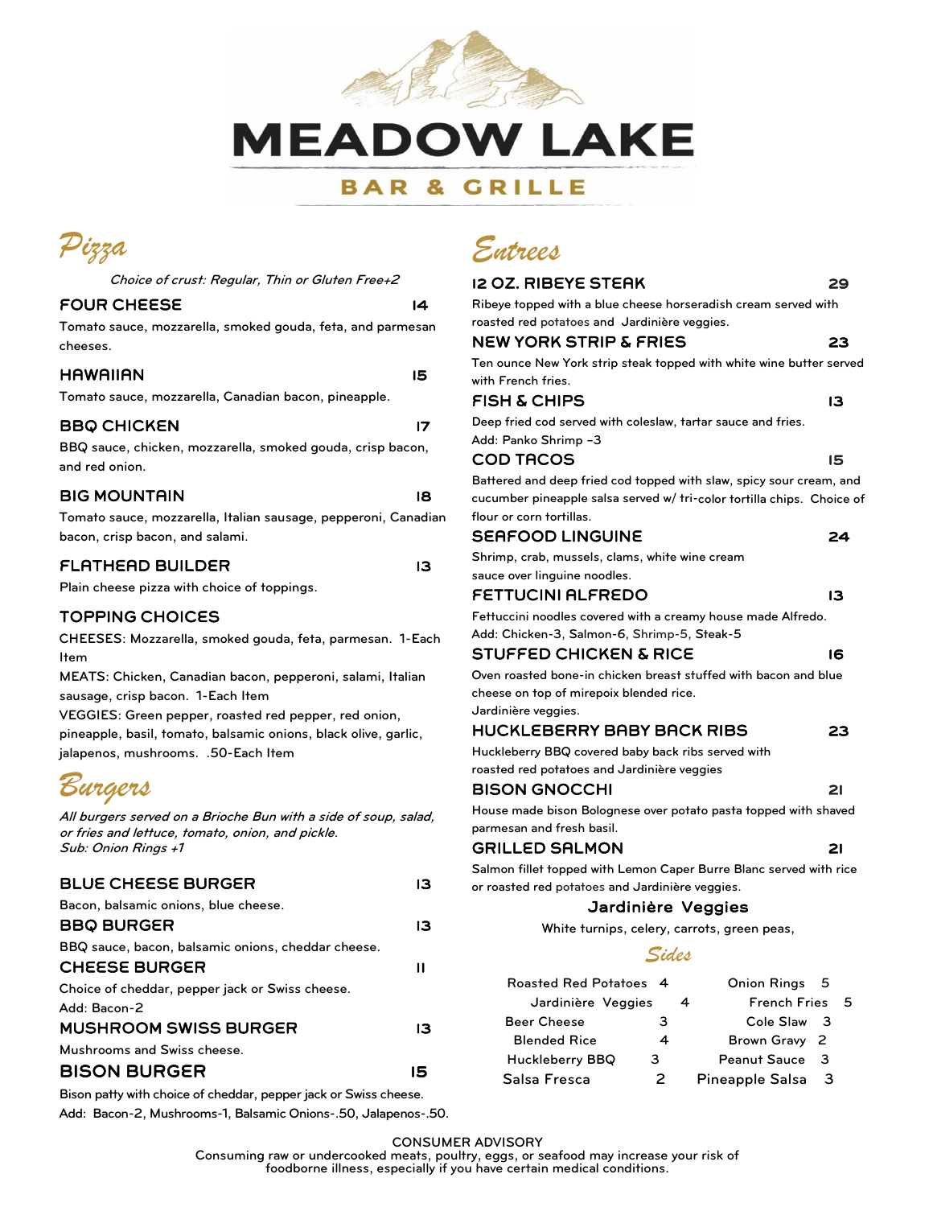# MEADOW LAKE

## BAR & GRILLE

## Pizza

*Choice of crust: Regular, Thin or Gluten Free+2*

**FOUR CHEESE** 14
Tomato sauce, mozzarella, smoked gouda, feta, and parmesan cheeses.

**HAWAIIAN** 15
Tomato sauce, mozzarella, Canadian bacon, pineapple.

**BBQ CHICKEN** 17
BBQ sauce, chicken, mozzarella, smoked gouda, crisp bacon, and red onion.

**BIG MOUNTAIN** 18
Tomato sauce, mozzarella, Italian sausage, pepperoni, Canadian bacon, crisp bacon, and salami.

**FLATHEAD BUILDER** 13
Plain cheese pizza with choice of toppings.

**TOPPING CHOICES**
CHEESES: Mozzarella, smoked gouda, feta, parmesan. 1-Each Item
MEATS: Chicken, Canadian bacon, pepperoni, salami, Italian sausage, crisp bacon. 1-Each Item
VEGGIES: Green pepper, roasted red pepper, red onion, pineapple, basil, tomato, balsamic onions, black olive, garlic, jalapenos, mushrooms. .50-Each Item

## Burgers

*All burgers served on a Brioche Bun with a side of soup, salad, or fries and lettuce, tomato, onion, and pickle.*
*Sub: Onion Rings +1*

**BLUE CHEESE BURGER** 13
Bacon, balsamic onions, blue cheese.

**BBQ BURGER** 13
BBQ sauce, bacon, balsamic onions, cheddar cheese.

**CHEESE BURGER** 11
Choice of cheddar, pepper jack or Swiss cheese.
Add: Bacon-2

**MUSHROOM SWISS BURGER** 13
Mushrooms and Swiss cheese.

**BISON BURGER** 15
Bison patty with choice of cheddar, pepper jack or Swiss cheese.
Add: Bacon-2, Mushrooms-1, Balsamic Onions-.50, Jalapenos-.50.

## Entrees

**12 OZ. RIBEYE STEAK** 29
Ribeye topped with a blue cheese horseradish cream served with roasted red potatoes and Jardinière veggies.

**NEW YORK STRIP & FRIES** 23
Ten ounce New York strip steak topped with white wine butter served with French fries.

**FISH & CHIPS** 13
Deep fried cod served with coleslaw, tartar sauce and fries.
Add: Panko Shrimp –3

**COD TACOS** 15
Battered and deep fried cod topped with slaw, spicy sour cream, and cucumber pineapple salsa served w/ tri-color tortilla chips. Choice of flour or corn tortillas.

**SEAFOOD LINGUINE** 24
Shrimp, crab, mussels, clams, white wine cream sauce over linguine noodles.

**FETTUCINI ALFREDO** 13
Fettuccini noodles covered with a creamy house made Alfredo.
Add: Chicken-3, Salmon-6, Shrimp-5, Steak-5

**STUFFED CHICKEN & RICE** 16
Oven roasted bone-in chicken breast stuffed with bacon and blue cheese on top of mirepoix blended rice.
Jardinière veggies.

**HUCKLEBERRY BABY BACK RIBS** 23
Huckleberry BBQ covered baby back ribs served with roasted red potatoes and Jardinière veggies

**BISON GNOCCHI** 21
House made bison Bolognese over potato pasta topped with shaved parmesan and fresh basil.

**GRILLED SALMON** 21
Salmon fillet topped with Lemon Caper Burre Blanc served with rice or roasted red potatoes and Jardinière veggies.

### Jardinière Veggies

White turnips, celery, carrots, green peas,

## Sides

| | | | |
|---|---|---|---|
| Roasted Red Potatoes | 4 | Onion Rings | 5 |
| Jardinière Veggies | 4 | French Fries | 5 |
| Beer Cheese | 3 | Cole Slaw | 3 |
| Blended Rice | 4 | Brown Gravy | 2 |
| Huckleberry BBQ | 3 | Peanut Sauce | 3 |
| Salsa Fresca | 2 | Pineapple Salsa | 3 |

CONSUMER ADVISORY
Consuming raw or undercooked meats, poultry, eggs, or seafood may increase your risk of foodborne illness, especially if you have certain medical conditions.